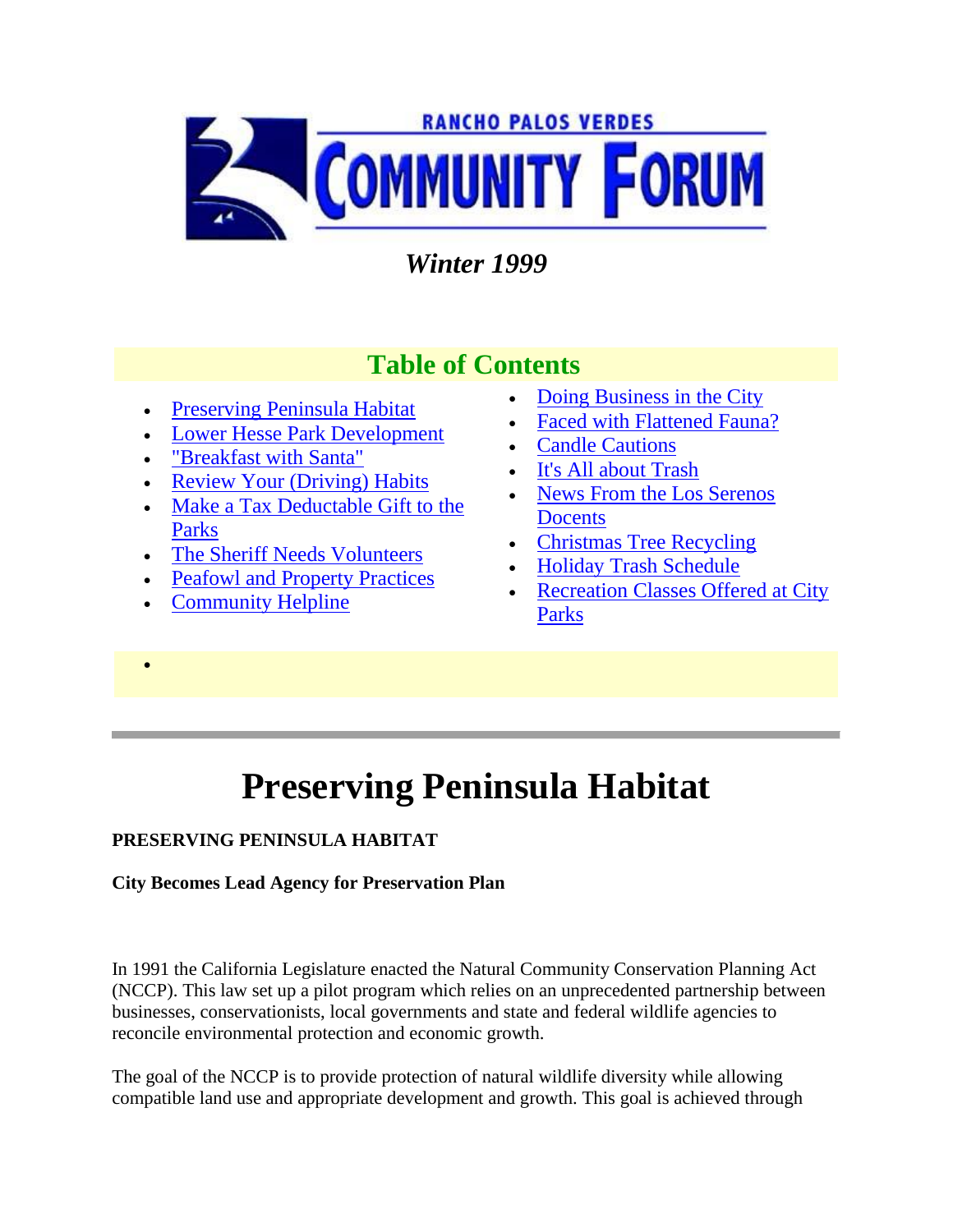RANCHO PALOS VERDES

# COMMUNITY FORUM

*Winter 1999*

## Table of Contents

- Preserving Peninsula Habitat
- Lower Hesse Park Development
- "Breakfast with Santa"
- Review Your (Driving) Habits
- Make a Tax Deductable Gift to the Parks
- The Sheriff Needs Volunteers
- Peafowl and Property Practices
- Community Helpline
- Doing Business in the City
- Faced with Flattened Fauna?
- Candle Cautions
- It's All about Trash
- News From the Los Serenos Docents
- Christmas Tree Recycling
- Holiday Trash Schedule
- Recreation Classes Offered at City Parks

---

# Preserving Peninsula Habitat

**PRESERVING PENINSULA HABITAT**

**City Becomes Lead Agency for Preservation Plan**

In 1991 the California Legislature enacted the Natural Community Conservation Planning Act (NCCP). This law set up a pilot program which relies on an unprecedented partnership between businesses, conservationists, local governments and state and federal wildlife agencies to reconcile environmental protection and economic growth.

The goal of the NCCP is to provide protection of natural wildlife diversity while allowing compatible land use and appropriate development and growth. This goal is achieved through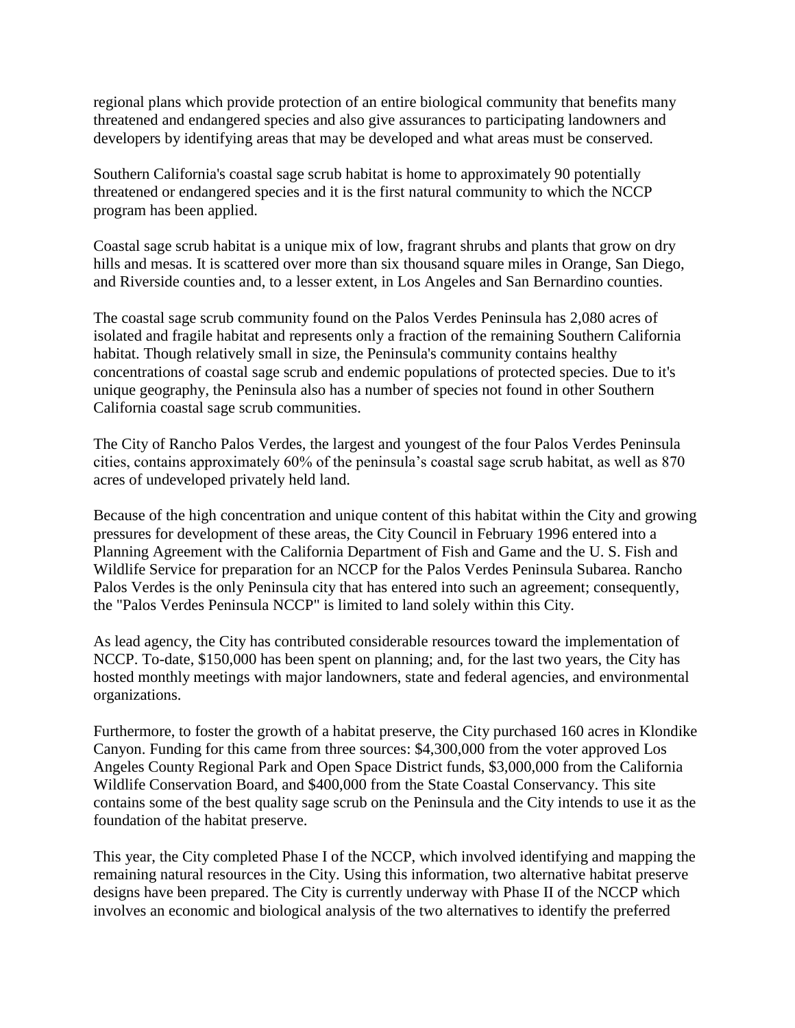regional plans which provide protection of an entire biological community that benefits many threatened and endangered species and also give assurances to participating landowners and developers by identifying areas that may be developed and what areas must be conserved.

Southern California's coastal sage scrub habitat is home to approximately 90 potentially threatened or endangered species and it is the first natural community to which the NCCP program has been applied.

Coastal sage scrub habitat is a unique mix of low, fragrant shrubs and plants that grow on dry hills and mesas. It is scattered over more than six thousand square miles in Orange, San Diego, and Riverside counties and, to a lesser extent, in Los Angeles and San Bernardino counties.

The coastal sage scrub community found on the Palos Verdes Peninsula has 2,080 acres of isolated and fragile habitat and represents only a fraction of the remaining Southern California habitat. Though relatively small in size, the Peninsula's community contains healthy concentrations of coastal sage scrub and endemic populations of protected species. Due to it's unique geography, the Peninsula also has a number of species not found in other Southern California coastal sage scrub communities.

The City of Rancho Palos Verdes, the largest and youngest of the four Palos Verdes Peninsula cities, contains approximately 60% of the peninsula's coastal sage scrub habitat, as well as 870 acres of undeveloped privately held land.

Because of the high concentration and unique content of this habitat within the City and growing pressures for development of these areas, the City Council in February 1996 entered into a Planning Agreement with the California Department of Fish and Game and the U. S. Fish and Wildlife Service for preparation for an NCCP for the Palos Verdes Peninsula Subarea. Rancho Palos Verdes is the only Peninsula city that has entered into such an agreement; consequently, the "Palos Verdes Peninsula NCCP" is limited to land solely within this City.

As lead agency, the City has contributed considerable resources toward the implementation of NCCP. To-date, $150,000 has been spent on planning; and, for the last two years, the City has hosted monthly meetings with major landowners, state and federal agencies, and environmental organizations.

Furthermore, to foster the growth of a habitat preserve, the City purchased 160 acres in Klondike Canyon. Funding for this came from three sources: $4,300,000 from the voter approved Los Angeles County Regional Park and Open Space District funds, $3,000,000 from the California Wildlife Conservation Board, and $400,000 from the State Coastal Conservancy. This site contains some of the best quality sage scrub on the Peninsula and the City intends to use it as the foundation of the habitat preserve.

This year, the City completed Phase I of the NCCP, which involved identifying and mapping the remaining natural resources in the City. Using this information, two alternative habitat preserve designs have been prepared. The City is currently underway with Phase II of the NCCP which involves an economic and biological analysis of the two alternatives to identify the preferred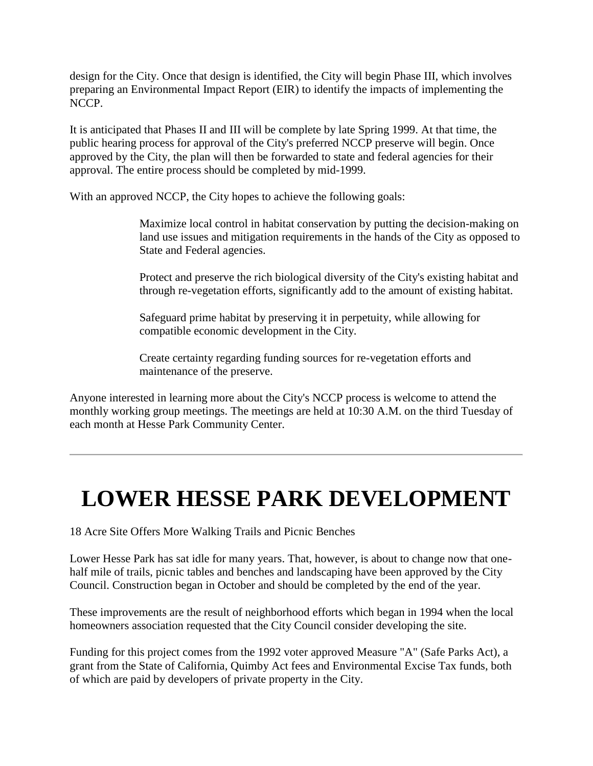design for the City. Once that design is identified, the City will begin Phase III, which involves preparing an Environmental Impact Report (EIR) to identify the impacts of implementing the NCCP.

It is anticipated that Phases II and III will be complete by late Spring 1999. At that time, the public hearing process for approval of the City's preferred NCCP preserve will begin. Once approved by the City, the plan will then be forwarded to state and federal agencies for their approval. The entire process should be completed by mid-1999.

With an approved NCCP, the City hopes to achieve the following goals:

> Maximize local control in habitat conservation by putting the decision-making on land use issues and mitigation requirements in the hands of the City as opposed to State and Federal agencies.
>
> Protect and preserve the rich biological diversity of the City's existing habitat and through re-vegetation efforts, significantly add to the amount of existing habitat.
>
> Safeguard prime habitat by preserving it in perpetuity, while allowing for compatible economic development in the City.
>
> Create certainty regarding funding sources for re-vegetation efforts and maintenance of the preserve.

Anyone interested in learning more about the City's NCCP process is welcome to attend the monthly working group meetings. The meetings are held at 10:30 A.M. on the third Tuesday of each month at Hesse Park Community Center.

---

# LOWER HESSE PARK DEVELOPMENT

18 Acre Site Offers More Walking Trails and Picnic Benches

Lower Hesse Park has sat idle for many years. That, however, is about to change now that one-half mile of trails, picnic tables and benches and landscaping have been approved by the City Council. Construction began in October and should be completed by the end of the year.

These improvements are the result of neighborhood efforts which began in 1994 when the local homeowners association requested that the City Council consider developing the site.

Funding for this project comes from the 1992 voter approved Measure "A" (Safe Parks Act), a grant from the State of California, Quimby Act fees and Environmental Excise Tax funds, both of which are paid by developers of private property in the City.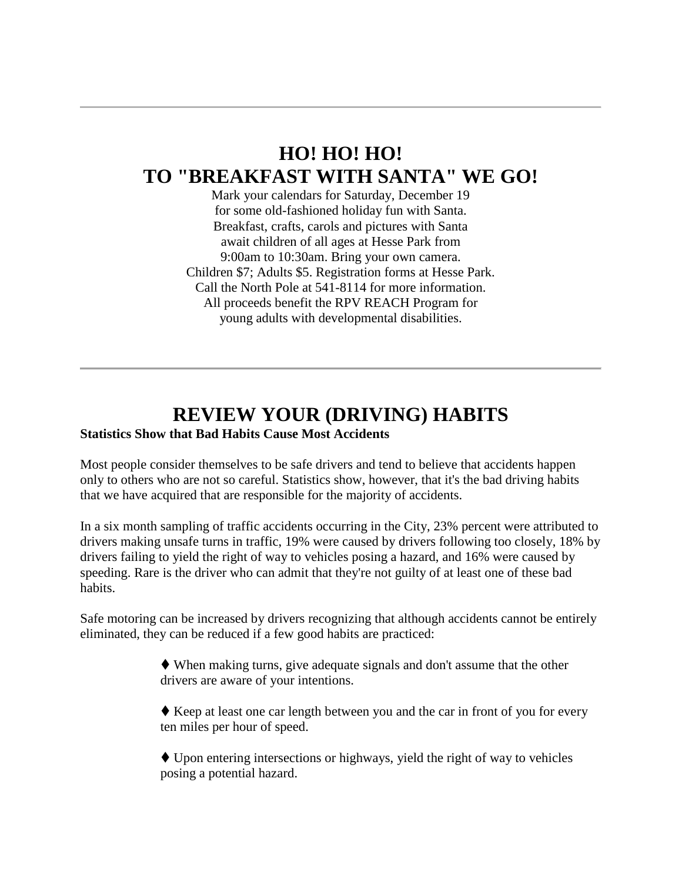---

## HO! HO! HO!
## TO "BREAKFAST WITH SANTA" WE GO!

Mark your calendars for Saturday, December 19
for some old-fashioned holiday fun with Santa.
Breakfast, crafts, carols and pictures with Santa
await children of all ages at Hesse Park from
9:00am to 10:30am. Bring your own camera.
Children $7; Adults $5. Registration forms at Hesse Park.
Call the North Pole at 541-8114 for more information.
All proceeds benefit the RPV REACH Program for
young adults with developmental disabilities.

---

## REVIEW YOUR (DRIVING) HABITS

**Statistics Show that Bad Habits Cause Most Accidents**

Most people consider themselves to be safe drivers and tend to believe that accidents happen only to others who are not so careful. Statistics show, however, that it's the bad driving habits that we have acquired that are responsible for the majority of accidents.

In a six month sampling of traffic accidents occurring in the City, 23% percent were attributed to drivers making unsafe turns in traffic, 19% were caused by drivers following too closely, 18% by drivers failing to yield the right of way to vehicles posing a hazard, and 16% were caused by speeding. Rare is the driver who can admit that they're not guilty of at least one of these bad habits.

Safe motoring can be increased by drivers recognizing that although accidents cannot be entirely eliminated, they can be reduced if a few good habits are practiced:

- ♦ When making turns, give adequate signals and don't assume that the other drivers are aware of your intentions.
- ♦ Keep at least one car length between you and the car in front of you for every ten miles per hour of speed.
- ♦ Upon entering intersections or highways, yield the right of way to vehicles posing a potential hazard.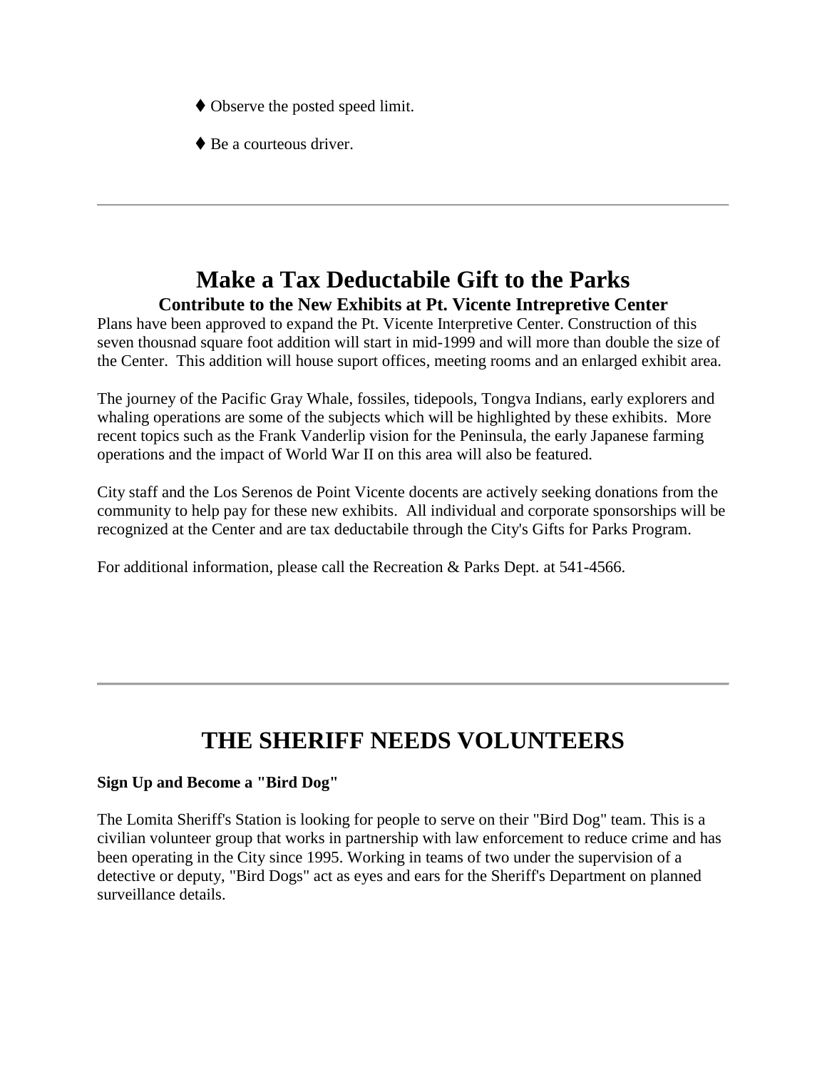♦ Observe the posted speed limit.

♦ Be a courteous driver.

---

# Make a Tax Deductabile Gift to the Parks

### Contribute to the New Exhibits at Pt. Vicente Intrepretive Center

Plans have been approved to expand the Pt. Vicente Interpretive Center. Construction of this seven thousnad square foot addition will start in mid-1999 and will more than double the size of the Center. This addition will house suport offices, meeting rooms and an enlarged exhibit area.

The journey of the Pacific Gray Whale, fossiles, tidepools, Tongva Indians, early explorers and whaling operations are some of the subjects which will be highlighted by these exhibits. More recent topics such as the Frank Vanderlip vision for the Peninsula, the early Japanese farming operations and the impact of World War II on this area will also be featured.

City staff and the Los Serenos de Point Vicente docents are actively seeking donations from the community to help pay for these new exhibits. All individual and corporate sponsorships will be recognized at the Center and are tax deductabile through the City's Gifts for Parks Program.

For additional information, please call the Recreation & Parks Dept. at 541-4566.

---

# THE SHERIFF NEEDS VOLUNTEERS

**Sign Up and Become a "Bird Dog"**

The Lomita Sheriff's Station is looking for people to serve on their "Bird Dog" team. This is a civilian volunteer group that works in partnership with law enforcement to reduce crime and has been operating in the City since 1995. Working in teams of two under the supervision of a detective or deputy, "Bird Dogs" act as eyes and ears for the Sheriff's Department on planned surveillance details.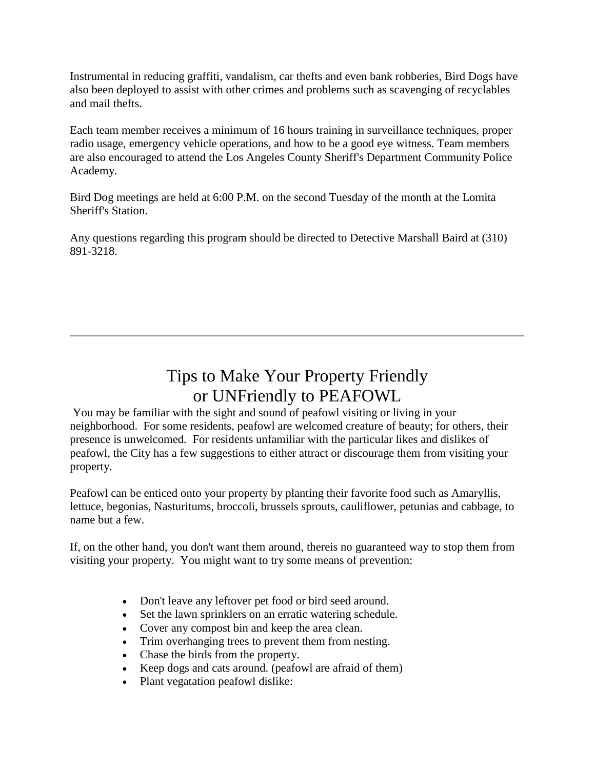Instrumental in reducing graffiti, vandalism, car thefts and even bank robberies, Bird Dogs have also been deployed to assist with other crimes and problems such as scavenging of recyclables and mail thefts.

Each team member receives a minimum of 16 hours training in surveillance techniques, proper radio usage, emergency vehicle operations, and how to be a good eye witness. Team members are also encouraged to attend the Los Angeles County Sheriff's Department Community Police Academy.

Bird Dog meetings are held at 6:00 P.M. on the second Tuesday of the month at the Lomita Sheriff's Station.

Any questions regarding this program should be directed to Detective Marshall Baird at (310) 891-3218.

---

# Tips to Make Your Property Friendly or UNFriendly to PEAFOWL

You may be familiar with the sight and sound of peafowl visiting or living in your neighborhood. For some residents, peafowl are welcomed creature of beauty; for others, their presence is unwelcomed. For residents unfamiliar with the particular likes and dislikes of peafowl, the City has a few suggestions to either attract or discourage them from visiting your property.

Peafowl can be enticed onto your property by planting their favorite food such as Amaryllis, lettuce, begonias, Nasturitums, broccoli, brussels sprouts, cauliflower, petunias and cabbage, to name but a few.

If, on the other hand, you don't want them around, thereis no guaranteed way to stop them from visiting your property. You might want to try some means of prevention:

- Don't leave any leftover pet food or bird seed around.
- Set the lawn sprinklers on an erratic watering schedule.
- Cover any compost bin and keep the area clean.
- Trim overhanging trees to prevent them from nesting.
- Chase the birds from the property.
- Keep dogs and cats around. (peafowl are afraid of them)
- Plant vegatation peafowl dislike: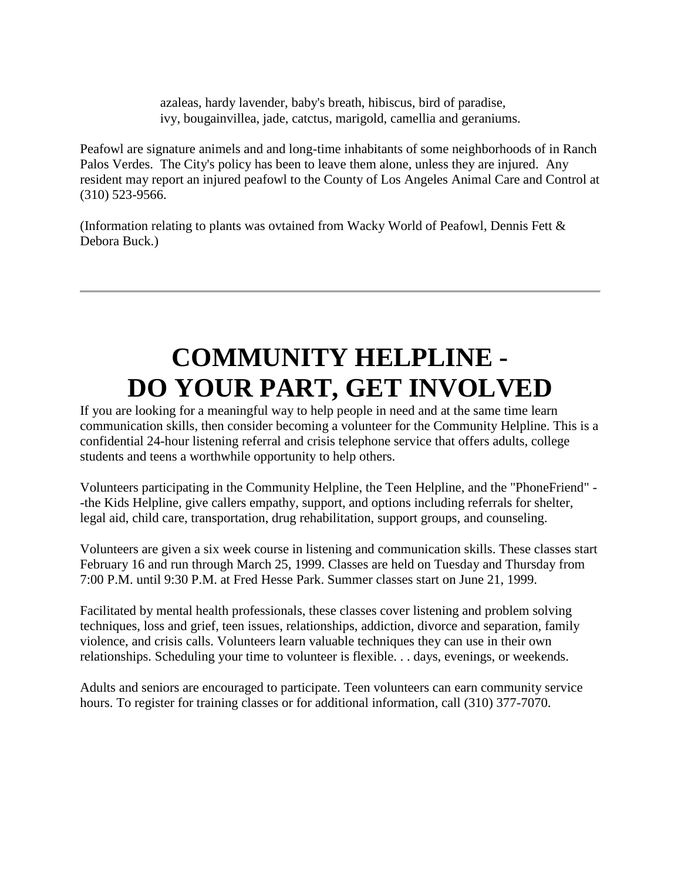azaleas, hardy lavender, baby's breath, hibiscus, bird of paradise, ivy, bougainvillea, jade, catctus, marigold, camellia and geraniums.

Peafowl are signature animels and and long-time inhabitants of some neighborhoods of in Ranch Palos Verdes. The City's policy has been to leave them alone, unless they are injured. Any resident may report an injured peafowl to the County of Los Angeles Animal Care and Control at (310) 523-9566.

(Information relating to plants was ovtained from Wacky World of Peafowl, Dennis Fett & Debora Buck.)

---

# COMMUNITY HELPLINE - DO YOUR PART, GET INVOLVED

If you are looking for a meaningful way to help people in need and at the same time learn communication skills, then consider becoming a volunteer for the Community Helpline. This is a confidential 24-hour listening referral and crisis telephone service that offers adults, college students and teens a worthwhile opportunity to help others.

Volunteers participating in the Community Helpline, the Teen Helpline, and the "PhoneFriend" --the Kids Helpline, give callers empathy, support, and options including referrals for shelter, legal aid, child care, transportation, drug rehabilitation, support groups, and counseling.

Volunteers are given a six week course in listening and communication skills. These classes start February 16 and run through March 25, 1999. Classes are held on Tuesday and Thursday from 7:00 P.M. until 9:30 P.M. at Fred Hesse Park. Summer classes start on June 21, 1999.

Facilitated by mental health professionals, these classes cover listening and problem solving techniques, loss and grief, teen issues, relationships, addiction, divorce and separation, family violence, and crisis calls. Volunteers learn valuable techniques they can use in their own relationships. Scheduling your time to volunteer is flexible. . . days, evenings, or weekends.

Adults and seniors are encouraged to participate. Teen volunteers can earn community service hours. To register for training classes or for additional information, call (310) 377-7070.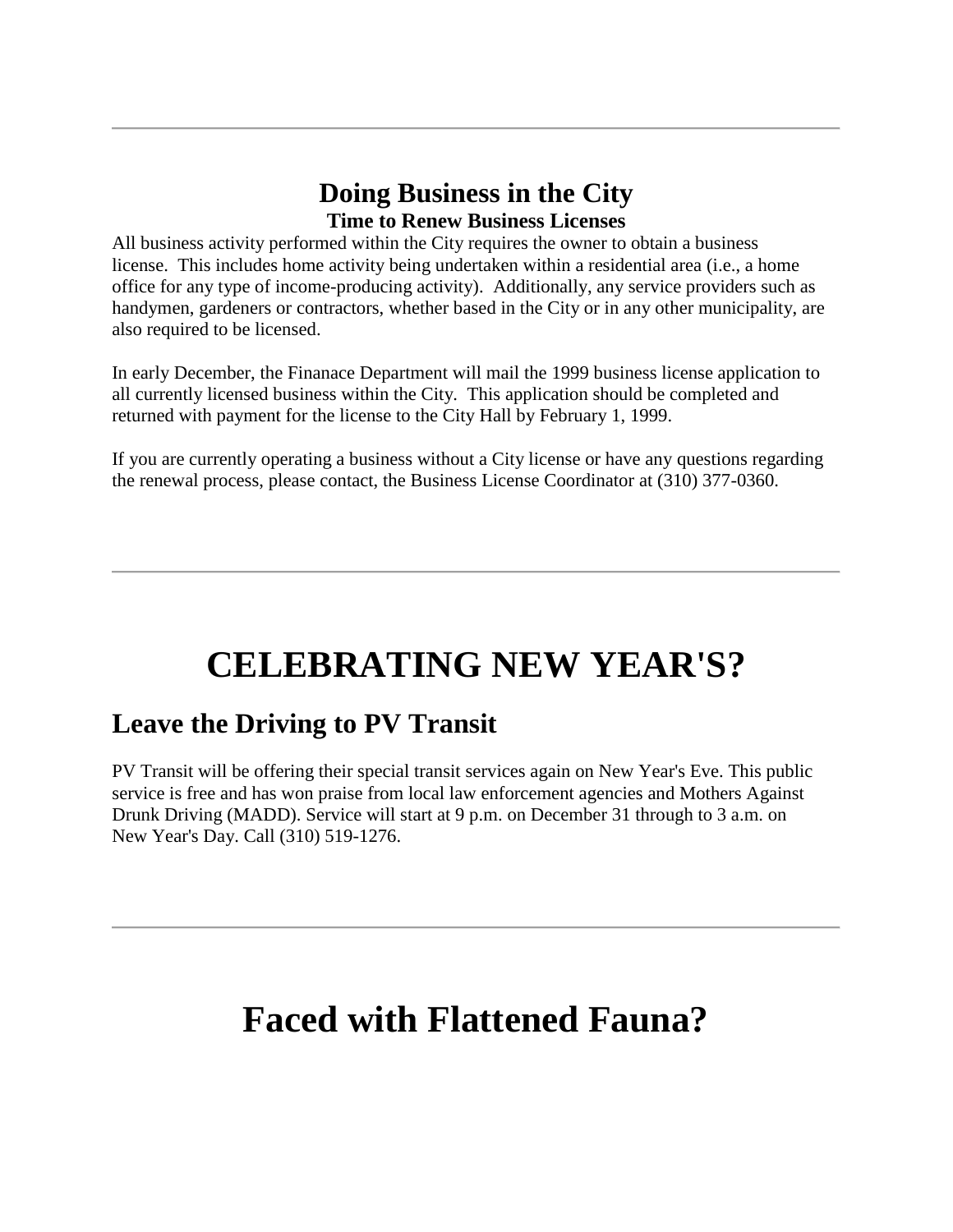---

## Doing Business in the City

### Time to Renew Business Licenses

All business activity performed within the City requires the owner to obtain a business license. This includes home activity being undertaken within a residential area (i.e., a home office for any type of income-producing activity). Additionally, any service providers such as handymen, gardeners or contractors, whether based in the City or in any other municipality, are also required to be licensed.

In early December, the Finanace Department will mail the 1999 business license application to all currently licensed business within the City. This application should be completed and returned with payment for the license to the City Hall by February 1, 1999.

If you are currently operating a business without a City license or have any questions regarding the renewal process, please contact, the Business License Coordinator at (310) 377-0360.

---

# CELEBRATING NEW YEAR'S?

## Leave the Driving to PV Transit

PV Transit will be offering their special transit services again on New Year's Eve. This public service is free and has won praise from local law enforcement agencies and Mothers Against Drunk Driving (MADD). Service will start at 9 p.m. on December 31 through to 3 a.m. on New Year's Day. Call (310) 519-1276.

---

# Faced with Flattened Fauna?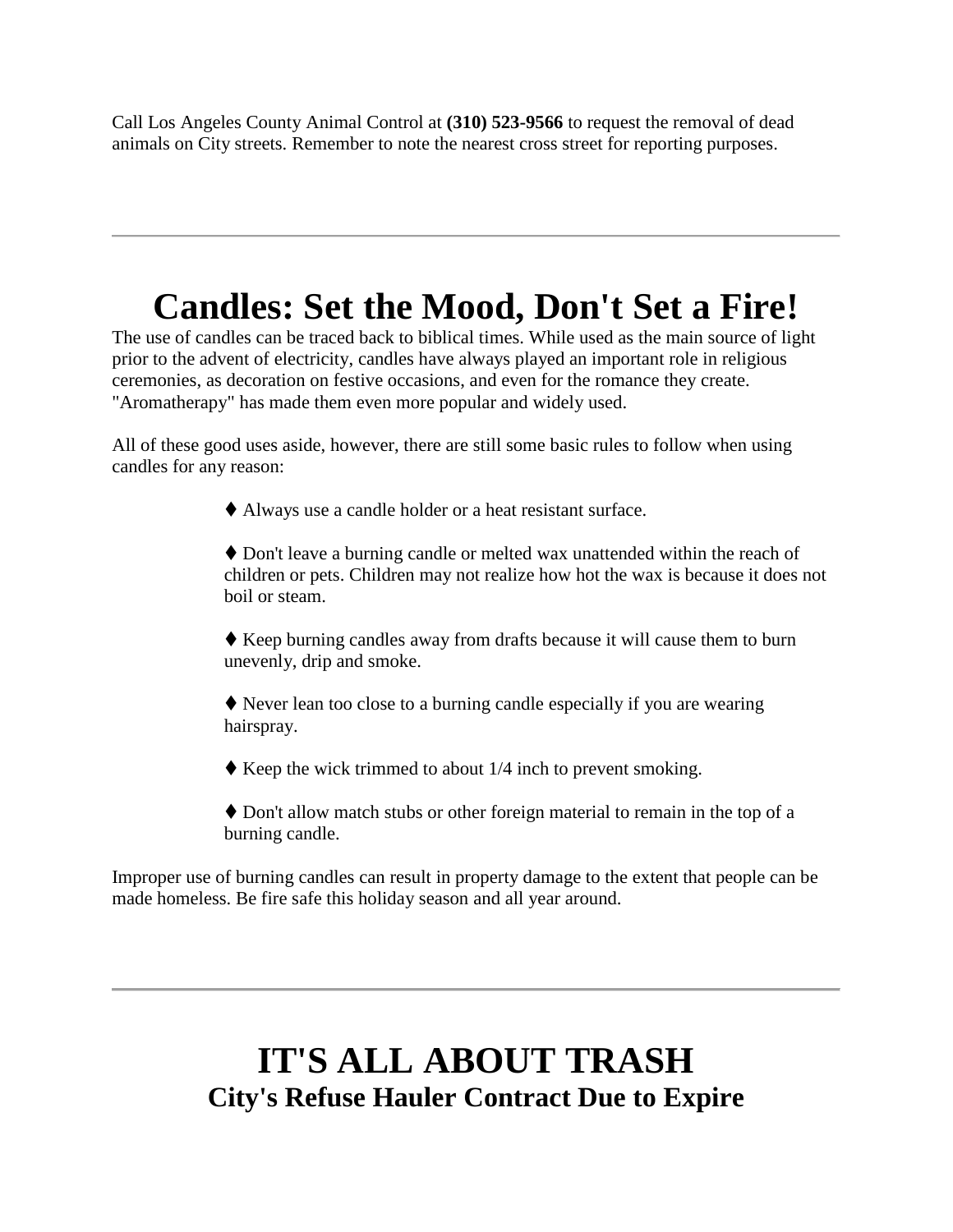Call Los Angeles County Animal Control at **(310) 523-9566** to request the removal of dead animals on City streets. Remember to note the nearest cross street for reporting purposes.

---

# Candles: Set the Mood, Don't Set a Fire!

The use of candles can be traced back to biblical times. While used as the main source of light prior to the advent of electricity, candles have always played an important role in religious ceremonies, as decoration on festive occasions, and even for the romance they create. "Aromatherapy" has made them even more popular and widely used.

All of these good uses aside, however, there are still some basic rules to follow when using candles for any reason:

- ♦ Always use a candle holder or a heat resistant surface.
- ♦ Don't leave a burning candle or melted wax unattended within the reach of children or pets. Children may not realize how hot the wax is because it does not boil or steam.
- ♦ Keep burning candles away from drafts because it will cause them to burn unevenly, drip and smoke.
- ♦ Never lean too close to a burning candle especially if you are wearing hairspray.
- ♦ Keep the wick trimmed to about 1/4 inch to prevent smoking.
- ♦ Don't allow match stubs or other foreign material to remain in the top of a burning candle.

Improper use of burning candles can result in property damage to the extent that people can be made homeless. Be fire safe this holiday season and all year around.

---

# IT'S ALL ABOUT TRASH

## City's Refuse Hauler Contract Due to Expire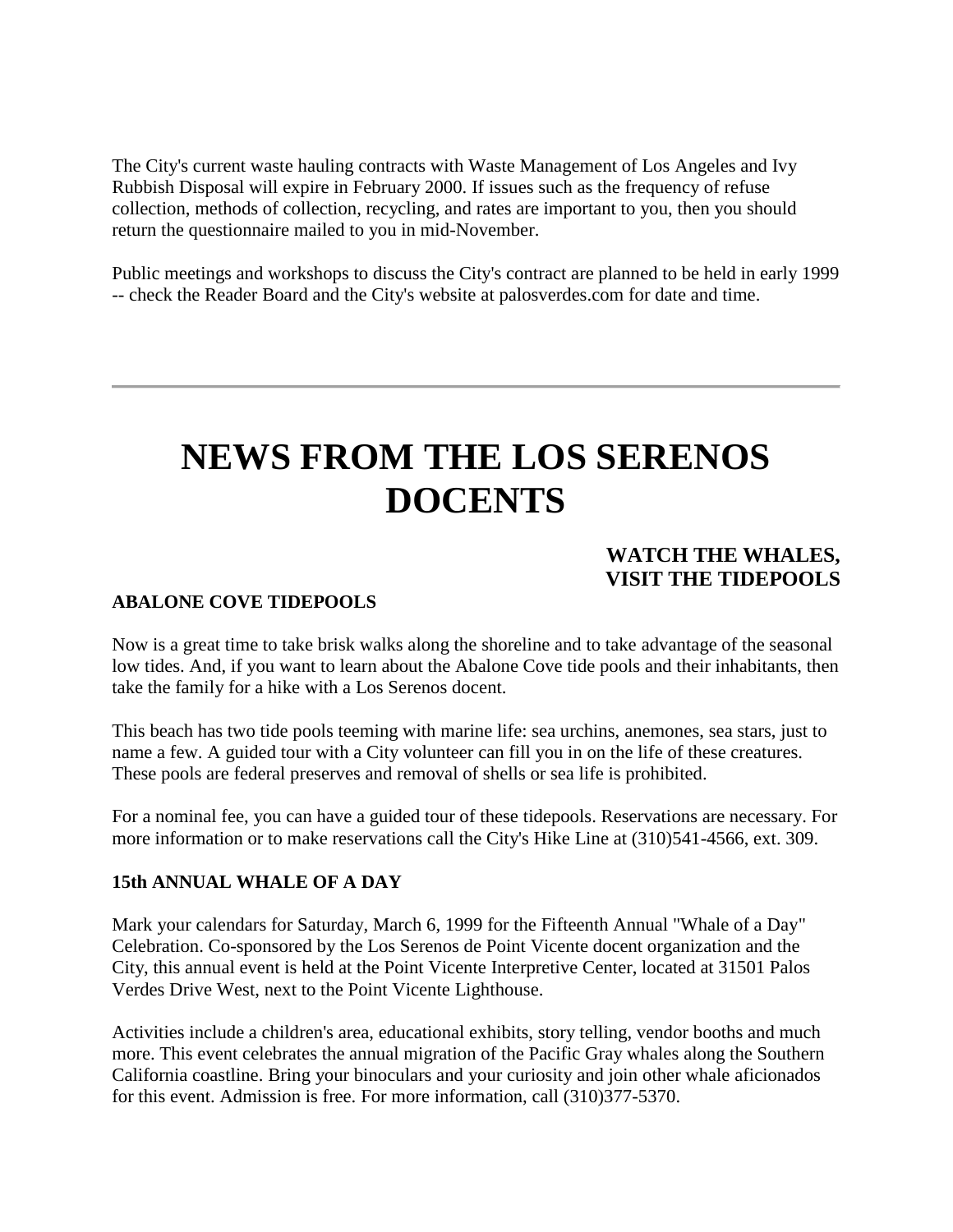The City's current waste hauling contracts with Waste Management of Los Angeles and Ivy Rubbish Disposal will expire in February 2000. If issues such as the frequency of refuse collection, methods of collection, recycling, and rates are important to you, then you should return the questionnaire mailed to you in mid-November.

Public meetings and workshops to discuss the City's contract are planned to be held in early 1999 -- check the Reader Board and the City's website at palosverdes.com for date and time.

---

# NEWS FROM THE LOS SERENOS DOCENTS

### WATCH THE WHALES, VISIT THE TIDEPOOLS

**ABALONE COVE TIDEPOOLS**

Now is a great time to take brisk walks along the shoreline and to take advantage of the seasonal low tides. And, if you want to learn about the Abalone Cove tide pools and their inhabitants, then take the family for a hike with a Los Serenos docent.

This beach has two tide pools teeming with marine life: sea urchins, anemones, sea stars, just to name a few. A guided tour with a City volunteer can fill you in on the life of these creatures. These pools are federal preserves and removal of shells or sea life is prohibited.

For a nominal fee, you can have a guided tour of these tidepools. Reservations are necessary. For more information or to make reservations call the City's Hike Line at (310)541-4566, ext. 309.

**15th ANNUAL WHALE OF A DAY**

Mark your calendars for Saturday, March 6, 1999 for the Fifteenth Annual "Whale of a Day" Celebration. Co-sponsored by the Los Serenos de Point Vicente docent organization and the City, this annual event is held at the Point Vicente Interpretive Center, located at 31501 Palos Verdes Drive West, next to the Point Vicente Lighthouse.

Activities include a children's area, educational exhibits, story telling, vendor booths and much more. This event celebrates the annual migration of the Pacific Gray whales along the Southern California coastline. Bring your binoculars and your curiosity and join other whale aficionados for this event. Admission is free. For more information, call (310)377-5370.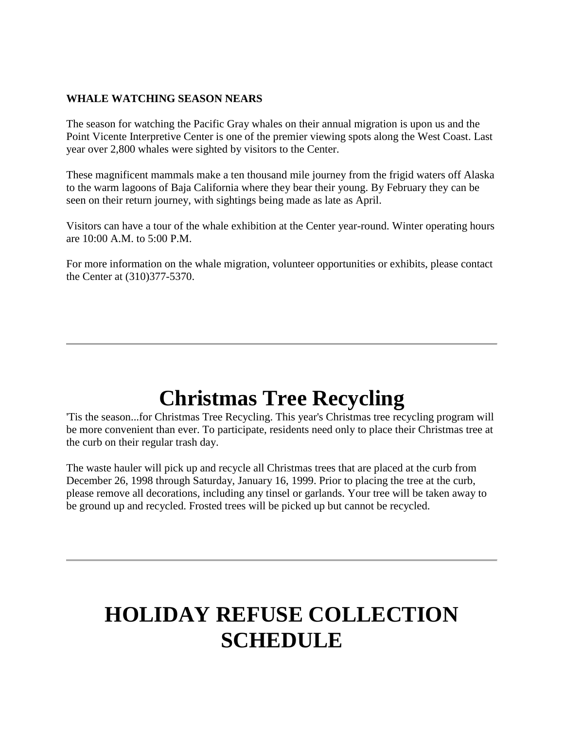**WHALE WATCHING SEASON NEARS**

The season for watching the Pacific Gray whales on their annual migration is upon us and the Point Vicente Interpretive Center is one of the premier viewing spots along the West Coast. Last year over 2,800 whales were sighted by visitors to the Center.

These magnificent mammals make a ten thousand mile journey from the frigid waters off Alaska to the warm lagoons of Baja California where they bear their young. By February they can be seen on their return journey, with sightings being made as late as April.

Visitors can have a tour of the whale exhibition at the Center year-round. Winter operating hours are 10:00 A.M. to 5:00 P.M.

For more information on the whale migration, volunteer opportunities or exhibits, please contact the Center at (310)377-5370.

---

# Christmas Tree Recycling

'Tis the season...for Christmas Tree Recycling. This year's Christmas tree recycling program will be more convenient than ever. To participate, residents need only to place their Christmas tree at the curb on their regular trash day.

The waste hauler will pick up and recycle all Christmas trees that are placed at the curb from December 26, 1998 through Saturday, January 16, 1999. Prior to placing the tree at the curb, please remove all decorations, including any tinsel or garlands. Your tree will be taken away to be ground up and recycled. Frosted trees will be picked up but cannot be recycled.

---

# HOLIDAY REFUSE COLLECTION SCHEDULE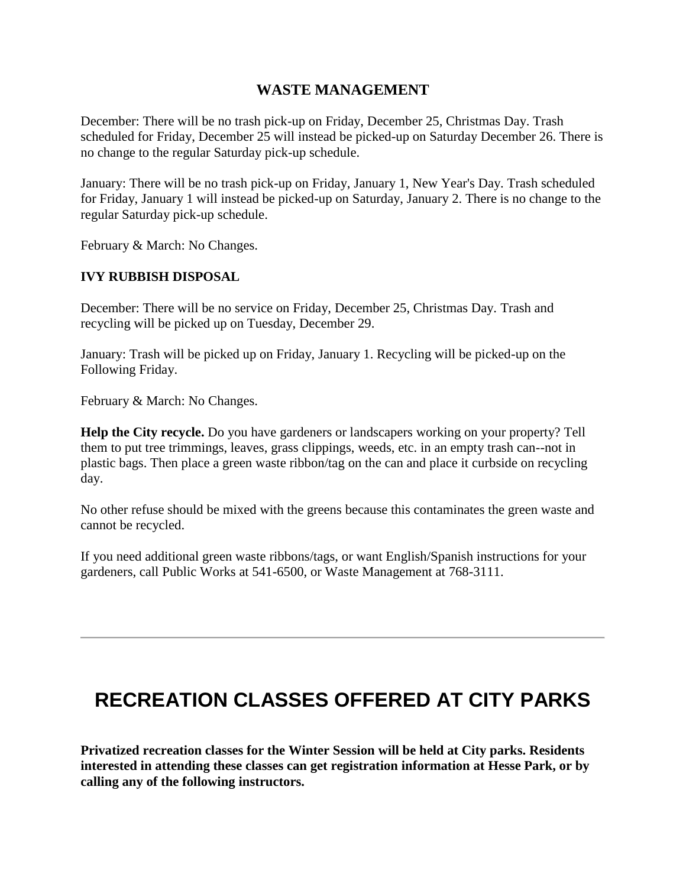### WASTE MANAGEMENT

December: There will be no trash pick-up on Friday, December 25, Christmas Day. Trash scheduled for Friday, December 25 will instead be picked-up on Saturday December 26. There is no change to the regular Saturday pick-up schedule.

January: There will be no trash pick-up on Friday, January 1, New Year's Day. Trash scheduled for Friday, January 1 will instead be picked-up on Saturday, January 2. There is no change to the regular Saturday pick-up schedule.

February & March: No Changes.

**IVY RUBBISH DISPOSAL**

December: There will be no service on Friday, December 25, Christmas Day. Trash and recycling will be picked up on Tuesday, December 29.

January: Trash will be picked up on Friday, January 1. Recycling will be picked-up on the Following Friday.

February & March: No Changes.

**Help the City recycle.** Do you have gardeners or landscapers working on your property? Tell them to put tree trimmings, leaves, grass clippings, weeds, etc. in an empty trash can--not in plastic bags. Then place a green waste ribbon/tag on the can and place it curbside on recycling day.

No other refuse should be mixed with the greens because this contaminates the green waste and cannot be recycled.

If you need additional green waste ribbons/tags, or want English/Spanish instructions for your gardeners, call Public Works at 541-6500, or Waste Management at 768-3111.

---

## RECREATION CLASSES OFFERED AT CITY PARKS

**Privatized recreation classes for the Winter Session will be held at City parks. Residents interested in attending these classes can get registration information at Hesse Park, or by calling any of the following instructors.**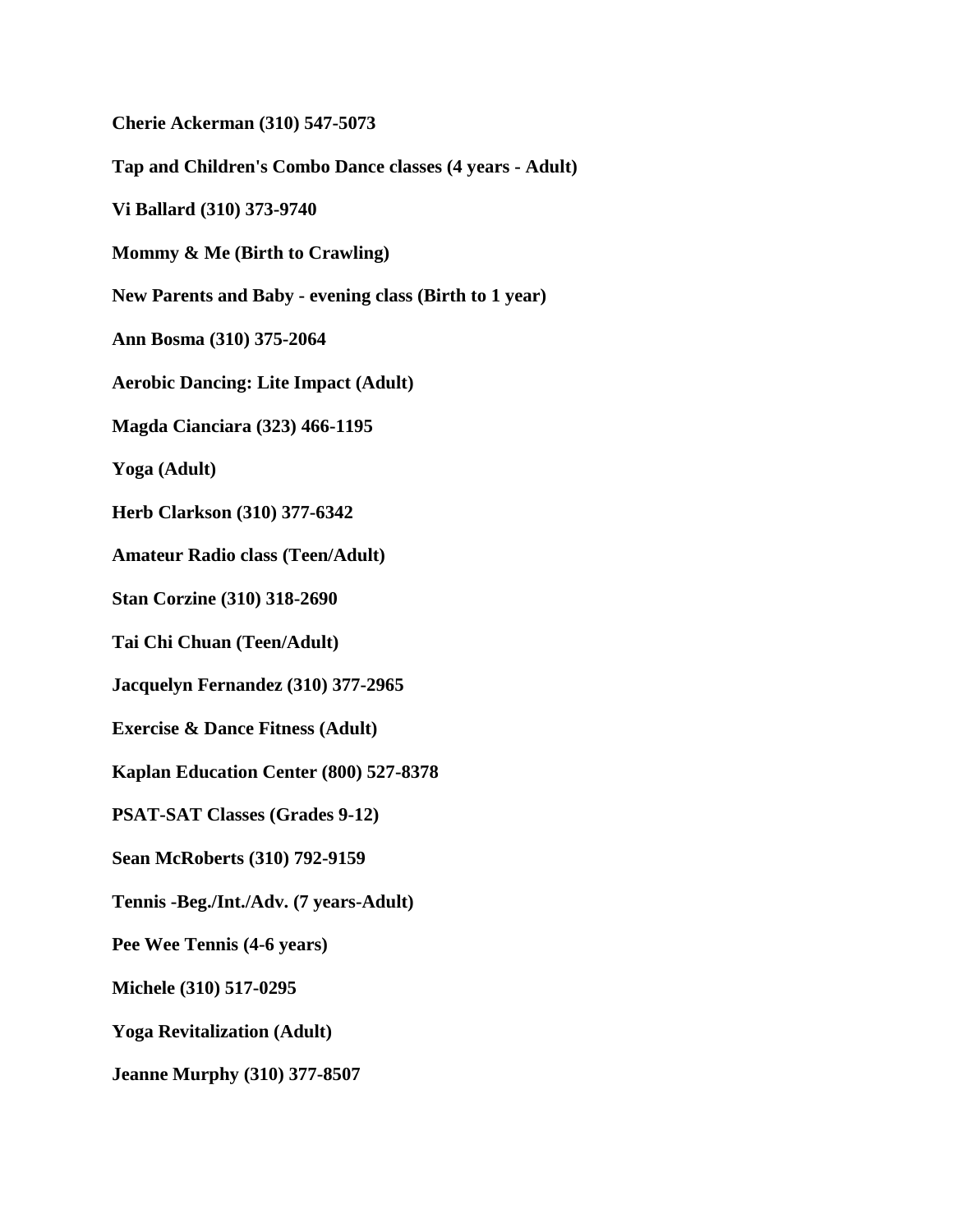**Cherie Ackerman (310) 547-5073**

**Tap and Children's Combo Dance classes (4 years - Adult)**

**Vi Ballard (310) 373-9740**

**Mommy & Me (Birth to Crawling)**

**New Parents and Baby - evening class (Birth to 1 year)**

**Ann Bosma (310) 375-2064**

**Aerobic Dancing: Lite Impact (Adult)**

**Magda Cianciara (323) 466-1195**

**Yoga (Adult)**

**Herb Clarkson (310) 377-6342**

**Amateur Radio class (Teen/Adult)**

**Stan Corzine (310) 318-2690**

**Tai Chi Chuan (Teen/Adult)**

**Jacquelyn Fernandez (310) 377-2965**

**Exercise & Dance Fitness (Adult)**

**Kaplan Education Center (800) 527-8378**

**PSAT-SAT Classes (Grades 9-12)**

**Sean McRoberts (310) 792-9159**

**Tennis -Beg./Int./Adv. (7 years-Adult)**

**Pee Wee Tennis (4-6 years)**

**Michele (310) 517-0295**

**Yoga Revitalization (Adult)**

**Jeanne Murphy (310) 377-8507**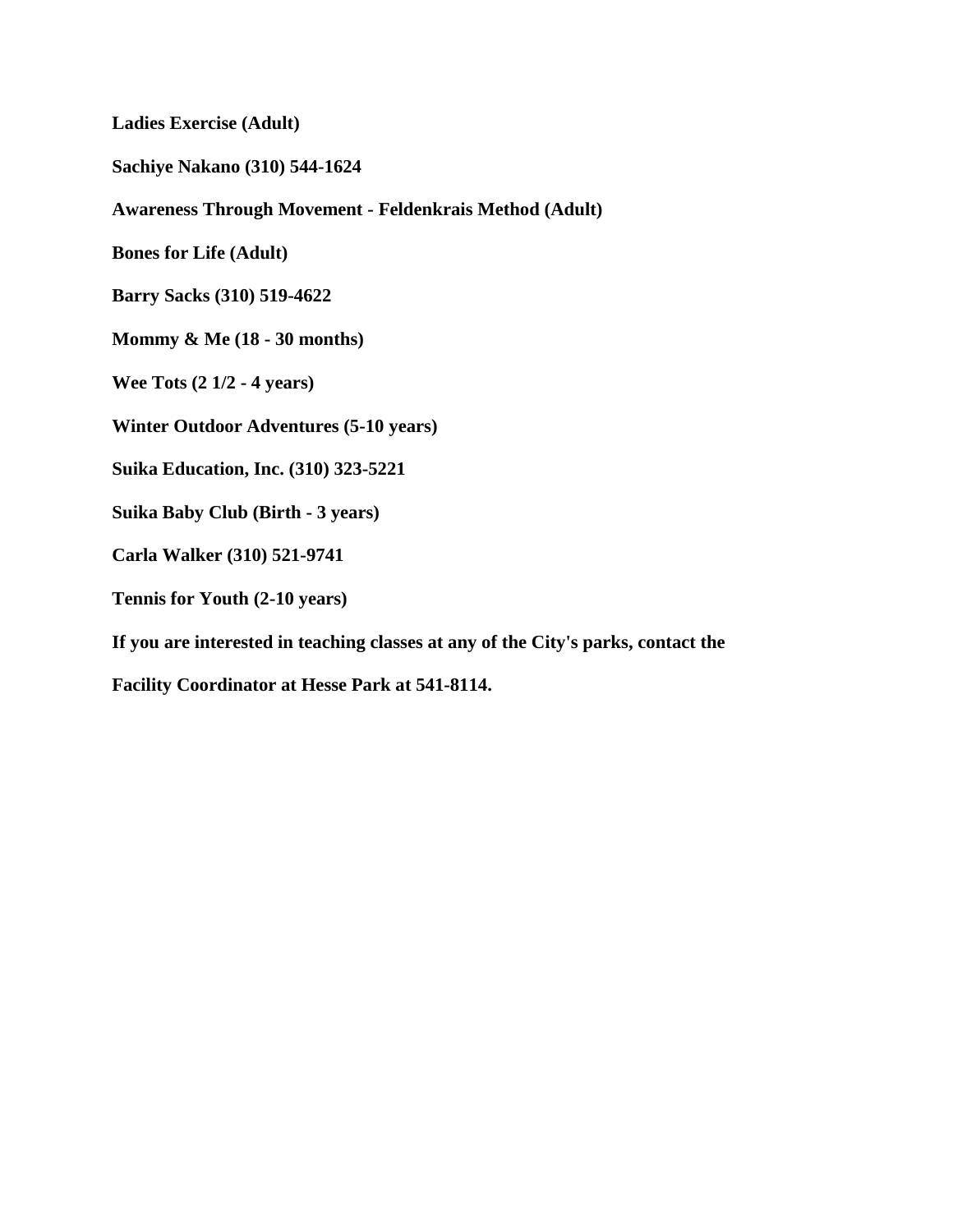**Ladies Exercise (Adult)**

**Sachiye Nakano (310) 544-1624**

**Awareness Through Movement - Feldenkrais Method (Adult)**

**Bones for Life (Adult)**

**Barry Sacks (310) 519-4622**

**Mommy & Me (18 - 30 months)**

**Wee Tots (2 1/2 - 4 years)**

**Winter Outdoor Adventures (5-10 years)**

**Suika Education, Inc. (310) 323-5221**

**Suika Baby Club (Birth - 3 years)**

**Carla Walker (310) 521-9741**

**Tennis for Youth (2-10 years)**

**If you are interested in teaching classes at any of the City's parks, contact the Facility Coordinator at Hesse Park at 541-8114.**